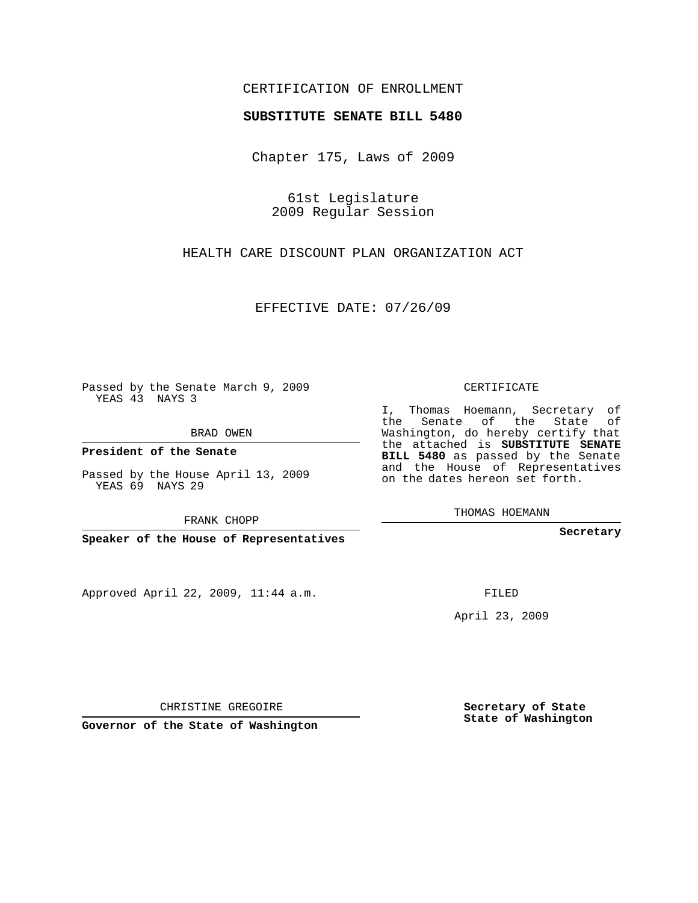CERTIFICATION OF ENROLLMENT

**SUBSTITUTE SENATE BILL 5480**

Chapter 175, Laws of 2009

61st Legislature
2009 Regular Session

HEALTH CARE DISCOUNT PLAN ORGANIZATION ACT

EFFECTIVE DATE: 07/26/09

Passed by the Senate March 9, 2009
YEAS 43 NAYS 3

BRAD OWEN

**President of the Senate**

Passed by the House April 13, 2009
YEAS 69 NAYS 29

FRANK CHOPP

**Speaker of the House of Representatives**

CERTIFICATE

I, Thomas Hoemann, Secretary of the Senate of the State of Washington, do hereby certify that the attached is **SUBSTITUTE SENATE BILL 5480** as passed by the Senate and the House of Representatives on the dates hereon set forth.

THOMAS HOEMANN

**Secretary**

Approved April 22, 2009, 11:44 a.m.

FILED

April 23, 2009

CHRISTINE GREGOIRE

**Governor of the State of Washington**

**Secretary of State**
**State of Washington**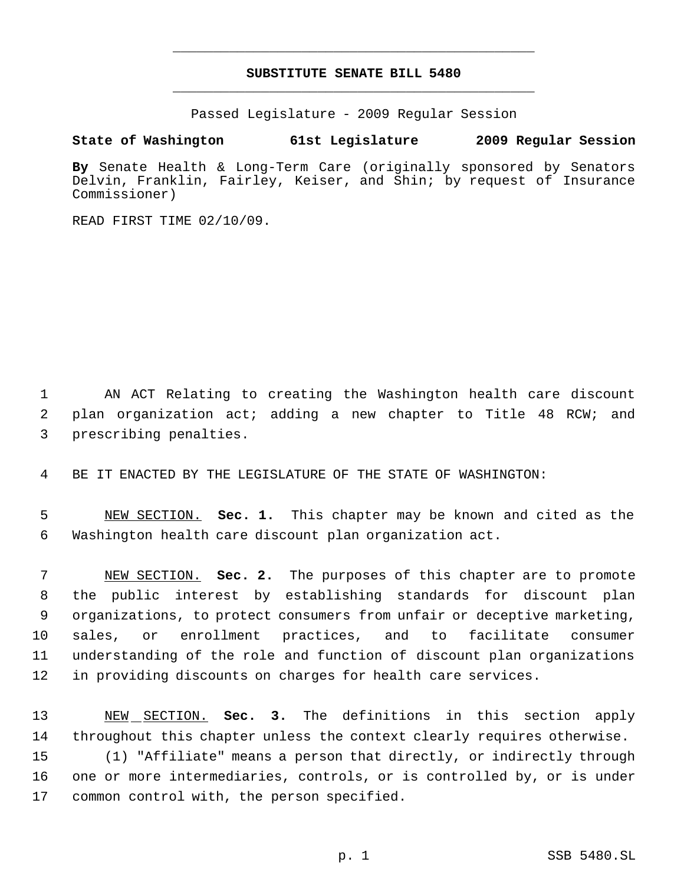# SUBSTITUTE SENATE BILL 5480

Passed Legislature - 2009 Regular Session

**State of Washington 61st Legislature 2009 Regular Session**

**By** Senate Health & Long-Term Care (originally sponsored by Senators Delvin, Franklin, Fairley, Keiser, and Shin; by request of Insurance Commissioner)

READ FIRST TIME 02/10/09.

AN ACT Relating to creating the Washington health care discount plan organization act; adding a new chapter to Title 48 RCW; and prescribing penalties.

BE IT ENACTED BY THE LEGISLATURE OF THE STATE OF WASHINGTON:

NEW SECTION. **Sec. 1.** This chapter may be known and cited as the Washington health care discount plan organization act.

NEW SECTION. **Sec. 2.** The purposes of this chapter are to promote the public interest by establishing standards for discount plan organizations, to protect consumers from unfair or deceptive marketing, sales, or enrollment practices, and to facilitate consumer understanding of the role and function of discount plan organizations in providing discounts on charges for health care services.

NEW SECTION. **Sec. 3.** The definitions in this section apply throughout this chapter unless the context clearly requires otherwise.

(1) "Affiliate" means a person that directly, or indirectly through one or more intermediaries, controls, or is controlled by, or is under common control with, the person specified.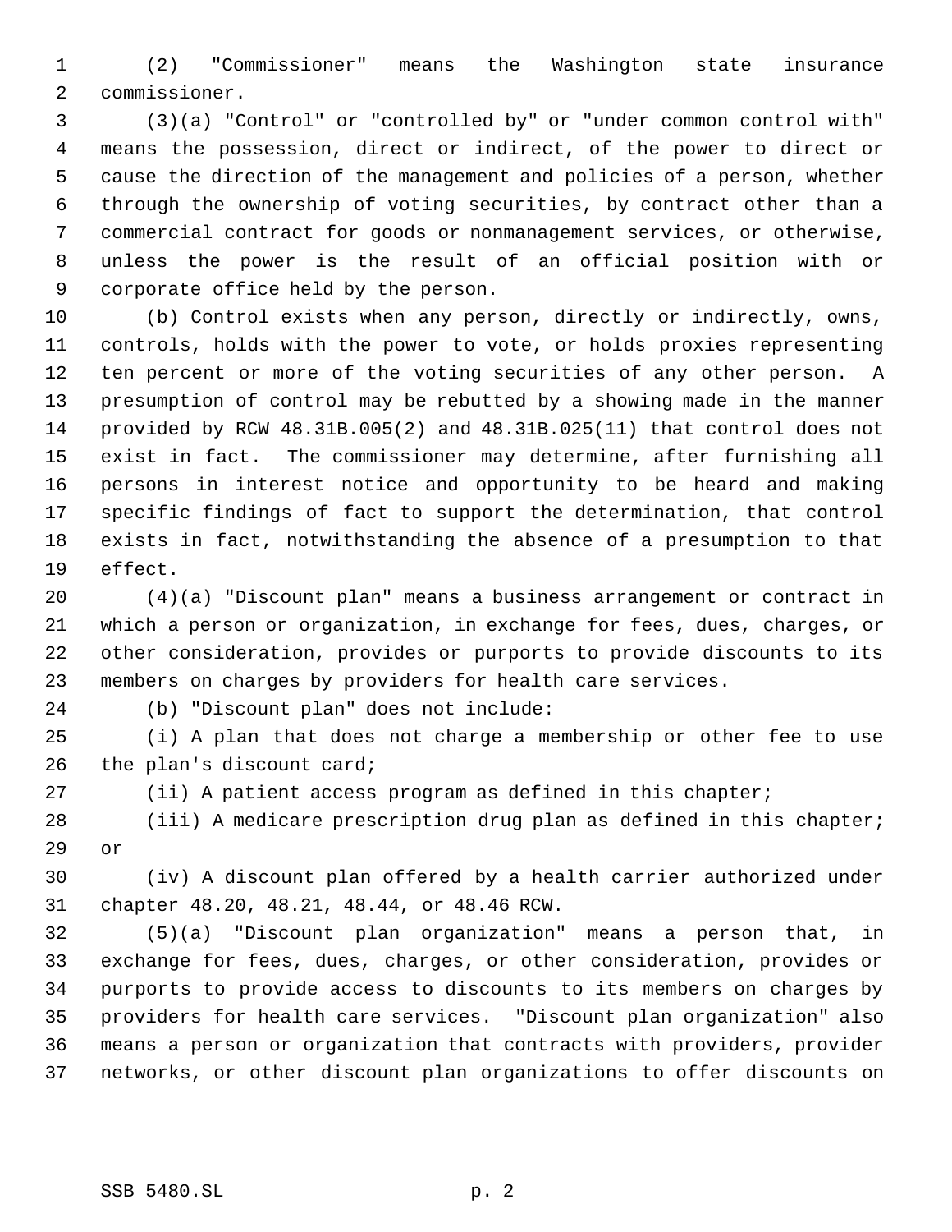(2) "Commissioner" means the Washington state insurance commissioner.

(3)(a) "Control" or "controlled by" or "under common control with" means the possession, direct or indirect, of the power to direct or cause the direction of the management and policies of a person, whether through the ownership of voting securities, by contract other than a commercial contract for goods or nonmanagement services, or otherwise, unless the power is the result of an official position with or corporate office held by the person.

(b) Control exists when any person, directly or indirectly, owns, controls, holds with the power to vote, or holds proxies representing ten percent or more of the voting securities of any other person. A presumption of control may be rebutted by a showing made in the manner provided by RCW 48.31B.005(2) and 48.31B.025(11) that control does not exist in fact. The commissioner may determine, after furnishing all persons in interest notice and opportunity to be heard and making specific findings of fact to support the determination, that control exists in fact, notwithstanding the absence of a presumption to that effect.

(4)(a) "Discount plan" means a business arrangement or contract in which a person or organization, in exchange for fees, dues, charges, or other consideration, provides or purports to provide discounts to its members on charges by providers for health care services.

(b) "Discount plan" does not include:

(i) A plan that does not charge a membership or other fee to use the plan's discount card;

(ii) A patient access program as defined in this chapter;

(iii) A medicare prescription drug plan as defined in this chapter; or

(iv) A discount plan offered by a health carrier authorized under chapter 48.20, 48.21, 48.44, or 48.46 RCW.

(5)(a) "Discount plan organization" means a person that, in exchange for fees, dues, charges, or other consideration, provides or purports to provide access to discounts to its members on charges by providers for health care services. "Discount plan organization" also means a person or organization that contracts with providers, provider networks, or other discount plan organizations to offer discounts on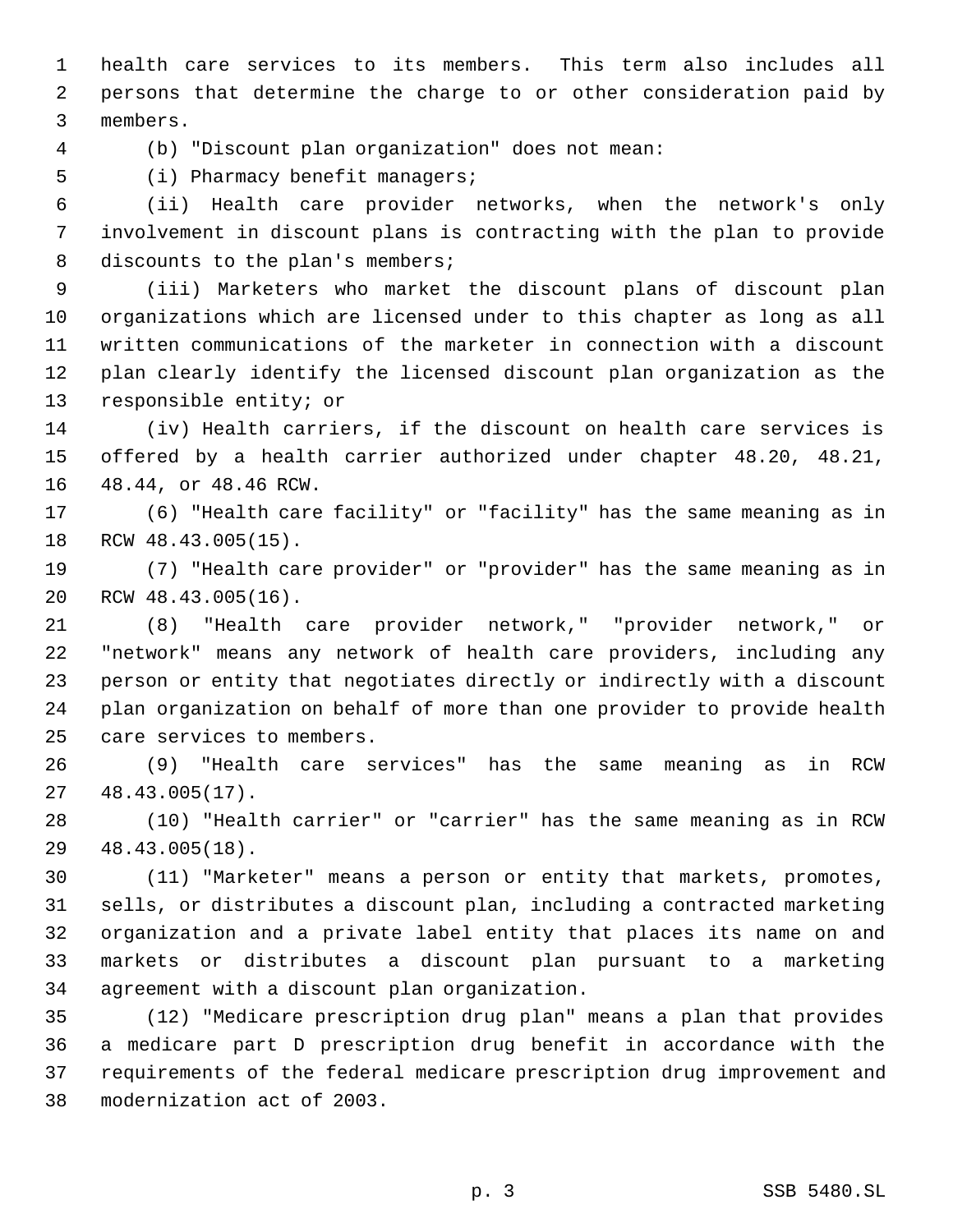health care services to its members. This term also includes all persons that determine the charge to or other consideration paid by members.

(b) "Discount plan organization" does not mean:

(i) Pharmacy benefit managers;

(ii) Health care provider networks, when the network's only involvement in discount plans is contracting with the plan to provide discounts to the plan's members;

(iii) Marketers who market the discount plans of discount plan organizations which are licensed under to this chapter as long as all written communications of the marketer in connection with a discount plan clearly identify the licensed discount plan organization as the responsible entity; or

(iv) Health carriers, if the discount on health care services is offered by a health carrier authorized under chapter 48.20, 48.21, 48.44, or 48.46 RCW.

(6) "Health care facility" or "facility" has the same meaning as in RCW 48.43.005(15).

(7) "Health care provider" or "provider" has the same meaning as in RCW 48.43.005(16).

(8) "Health care provider network," "provider network," or "network" means any network of health care providers, including any person or entity that negotiates directly or indirectly with a discount plan organization on behalf of more than one provider to provide health care services to members.

(9) "Health care services" has the same meaning as in RCW 48.43.005(17).

(10) "Health carrier" or "carrier" has the same meaning as in RCW 48.43.005(18).

(11) "Marketer" means a person or entity that markets, promotes, sells, or distributes a discount plan, including a contracted marketing organization and a private label entity that places its name on and markets or distributes a discount plan pursuant to a marketing agreement with a discount plan organization.

(12) "Medicare prescription drug plan" means a plan that provides a medicare part D prescription drug benefit in accordance with the requirements of the federal medicare prescription drug improvement and modernization act of 2003.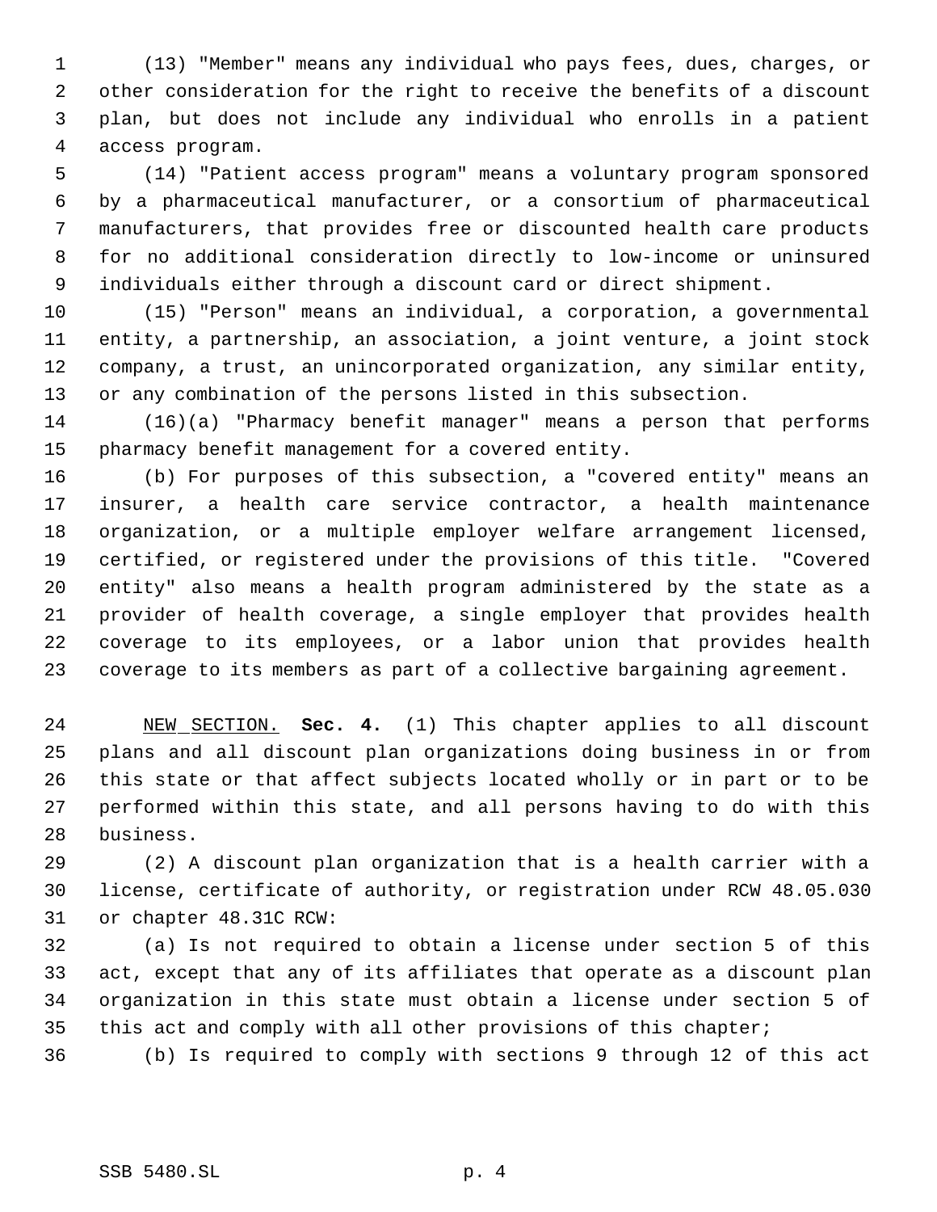(13) "Member" means any individual who pays fees, dues, charges, or other consideration for the right to receive the benefits of a discount plan, but does not include any individual who enrolls in a patient access program.

(14) "Patient access program" means a voluntary program sponsored by a pharmaceutical manufacturer, or a consortium of pharmaceutical manufacturers, that provides free or discounted health care products for no additional consideration directly to low-income or uninsured individuals either through a discount card or direct shipment.

(15) "Person" means an individual, a corporation, a governmental entity, a partnership, an association, a joint venture, a joint stock company, a trust, an unincorporated organization, any similar entity, or any combination of the persons listed in this subsection.

(16)(a) "Pharmacy benefit manager" means a person that performs pharmacy benefit management for a covered entity.

(b) For purposes of this subsection, a "covered entity" means an insurer, a health care service contractor, a health maintenance organization, or a multiple employer welfare arrangement licensed, certified, or registered under the provisions of this title. "Covered entity" also means a health program administered by the state as a provider of health coverage, a single employer that provides health coverage to its employees, or a labor union that provides health coverage to its members as part of a collective bargaining agreement.

NEW SECTION. **Sec. 4.** (1) This chapter applies to all discount plans and all discount plan organizations doing business in or from this state or that affect subjects located wholly or in part or to be performed within this state, and all persons having to do with this business.

(2) A discount plan organization that is a health carrier with a license, certificate of authority, or registration under RCW 48.05.030 or chapter 48.31C RCW:

(a) Is not required to obtain a license under section 5 of this act, except that any of its affiliates that operate as a discount plan organization in this state must obtain a license under section 5 of this act and comply with all other provisions of this chapter;

(b) Is required to comply with sections 9 through 12 of this act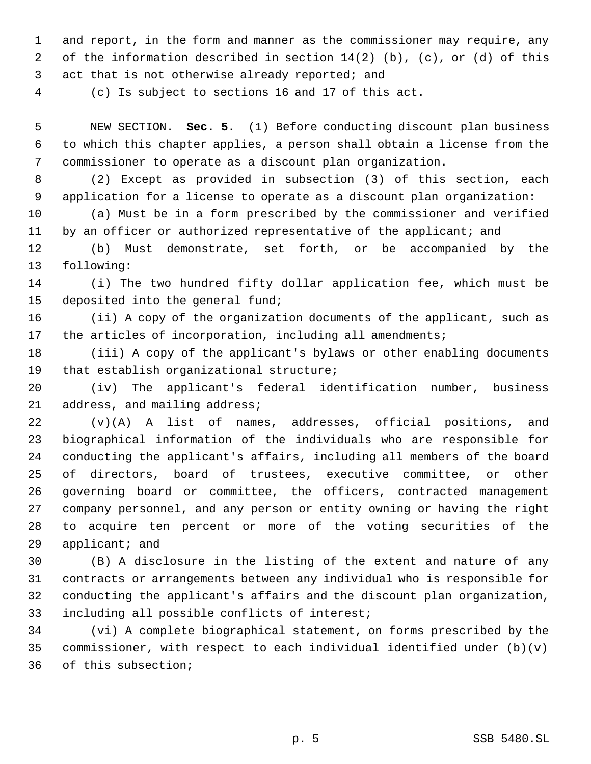and report, in the form and manner as the commissioner may require, any of the information described in section 14(2) (b), (c), or (d) of this act that is not otherwise already reported; and

(c) Is subject to sections 16 and 17 of this act.

NEW SECTION. **Sec. 5.** (1) Before conducting discount plan business to which this chapter applies, a person shall obtain a license from the commissioner to operate as a discount plan organization.

(2) Except as provided in subsection (3) of this section, each application for a license to operate as a discount plan organization:

(a) Must be in a form prescribed by the commissioner and verified by an officer or authorized representative of the applicant; and

(b) Must demonstrate, set forth, or be accompanied by the following:

(i) The two hundred fifty dollar application fee, which must be deposited into the general fund;

(ii) A copy of the organization documents of the applicant, such as the articles of incorporation, including all amendments;

(iii) A copy of the applicant's bylaws or other enabling documents that establish organizational structure;

(iv) The applicant's federal identification number, business address, and mailing address;

(v)(A) A list of names, addresses, official positions, and biographical information of the individuals who are responsible for conducting the applicant's affairs, including all members of the board of directors, board of trustees, executive committee, or other governing board or committee, the officers, contracted management company personnel, and any person or entity owning or having the right to acquire ten percent or more of the voting securities of the applicant; and

(B) A disclosure in the listing of the extent and nature of any contracts or arrangements between any individual who is responsible for conducting the applicant's affairs and the discount plan organization, including all possible conflicts of interest;

(vi) A complete biographical statement, on forms prescribed by the commissioner, with respect to each individual identified under (b)(v) of this subsection;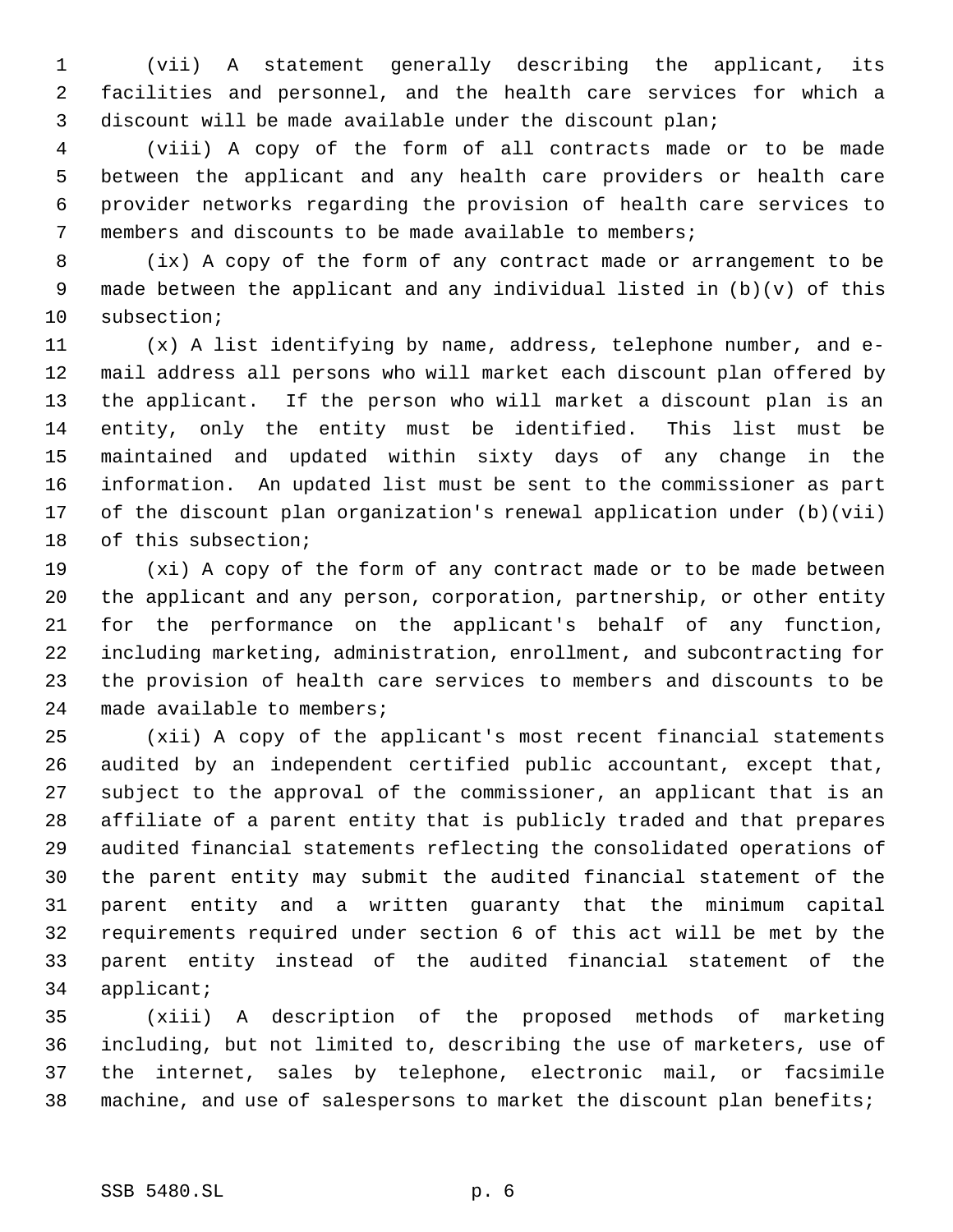(vii) A statement generally describing the applicant, its facilities and personnel, and the health care services for which a discount will be made available under the discount plan;

(viii) A copy of the form of all contracts made or to be made between the applicant and any health care providers or health care provider networks regarding the provision of health care services to members and discounts to be made available to members;

(ix) A copy of the form of any contract made or arrangement to be made between the applicant and any individual listed in (b)(v) of this subsection;

(x) A list identifying by name, address, telephone number, and e-mail address all persons who will market each discount plan offered by the applicant. If the person who will market a discount plan is an entity, only the entity must be identified. This list must be maintained and updated within sixty days of any change in the information. An updated list must be sent to the commissioner as part of the discount plan organization's renewal application under (b)(vii) of this subsection;

(xi) A copy of the form of any contract made or to be made between the applicant and any person, corporation, partnership, or other entity for the performance on the applicant's behalf of any function, including marketing, administration, enrollment, and subcontracting for the provision of health care services to members and discounts to be made available to members;

(xii) A copy of the applicant's most recent financial statements audited by an independent certified public accountant, except that, subject to the approval of the commissioner, an applicant that is an affiliate of a parent entity that is publicly traded and that prepares audited financial statements reflecting the consolidated operations of the parent entity may submit the audited financial statement of the parent entity and a written guaranty that the minimum capital requirements required under section 6 of this act will be met by the parent entity instead of the audited financial statement of the applicant;

(xiii) A description of the proposed methods of marketing including, but not limited to, describing the use of marketers, use of the internet, sales by telephone, electronic mail, or facsimile machine, and use of salespersons to market the discount plan benefits;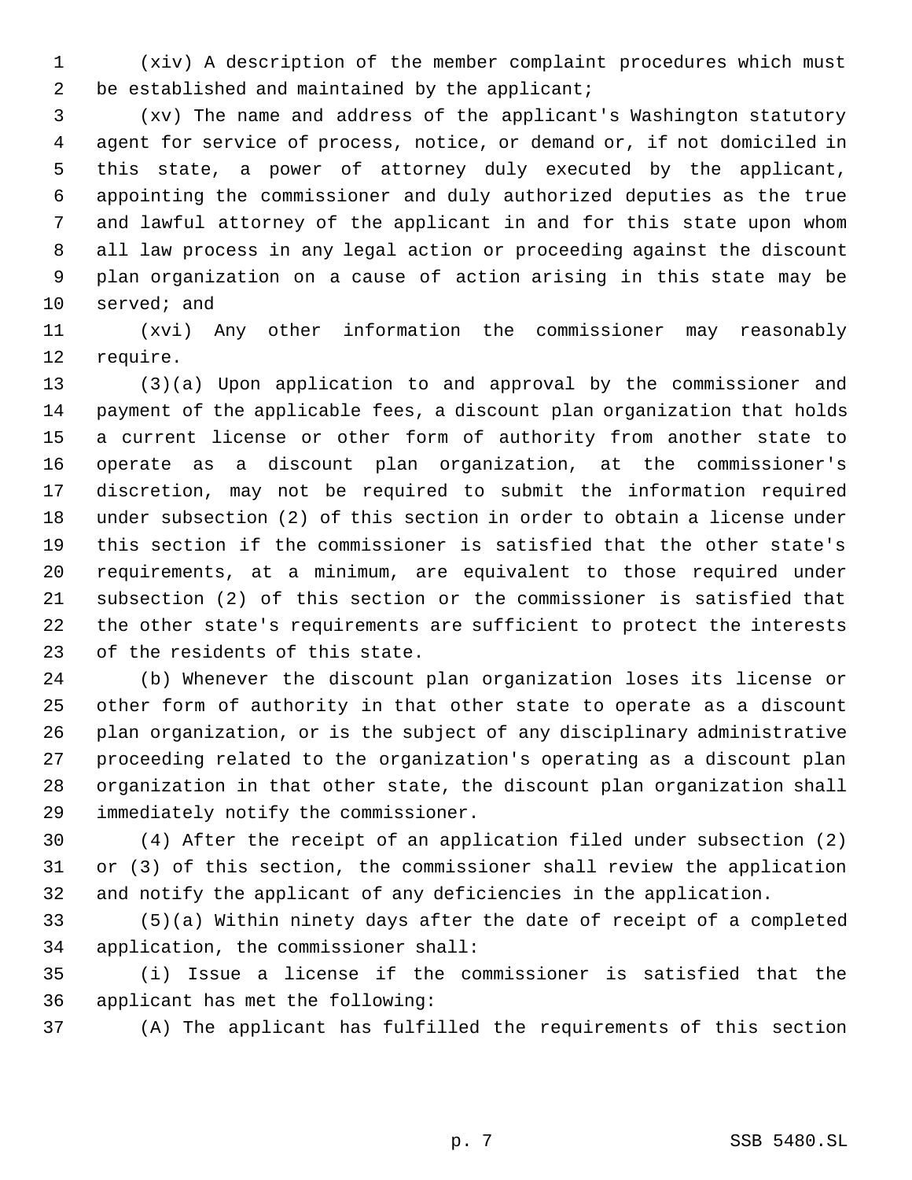(xiv) A description of the member complaint procedures which must be established and maintained by the applicant;

(xv) The name and address of the applicant's Washington statutory agent for service of process, notice, or demand or, if not domiciled in this state, a power of attorney duly executed by the applicant, appointing the commissioner and duly authorized deputies as the true and lawful attorney of the applicant in and for this state upon whom all law process in any legal action or proceeding against the discount plan organization on a cause of action arising in this state may be served; and

(xvi) Any other information the commissioner may reasonably require.

(3)(a) Upon application to and approval by the commissioner and payment of the applicable fees, a discount plan organization that holds a current license or other form of authority from another state to operate as a discount plan organization, at the commissioner's discretion, may not be required to submit the information required under subsection (2) of this section in order to obtain a license under this section if the commissioner is satisfied that the other state's requirements, at a minimum, are equivalent to those required under subsection (2) of this section or the commissioner is satisfied that the other state's requirements are sufficient to protect the interests of the residents of this state.

(b) Whenever the discount plan organization loses its license or other form of authority in that other state to operate as a discount plan organization, or is the subject of any disciplinary administrative proceeding related to the organization's operating as a discount plan organization in that other state, the discount plan organization shall immediately notify the commissioner.

(4) After the receipt of an application filed under subsection (2) or (3) of this section, the commissioner shall review the application and notify the applicant of any deficiencies in the application.

(5)(a) Within ninety days after the date of receipt of a completed application, the commissioner shall:

(i) Issue a license if the commissioner is satisfied that the applicant has met the following:

(A) The applicant has fulfilled the requirements of this section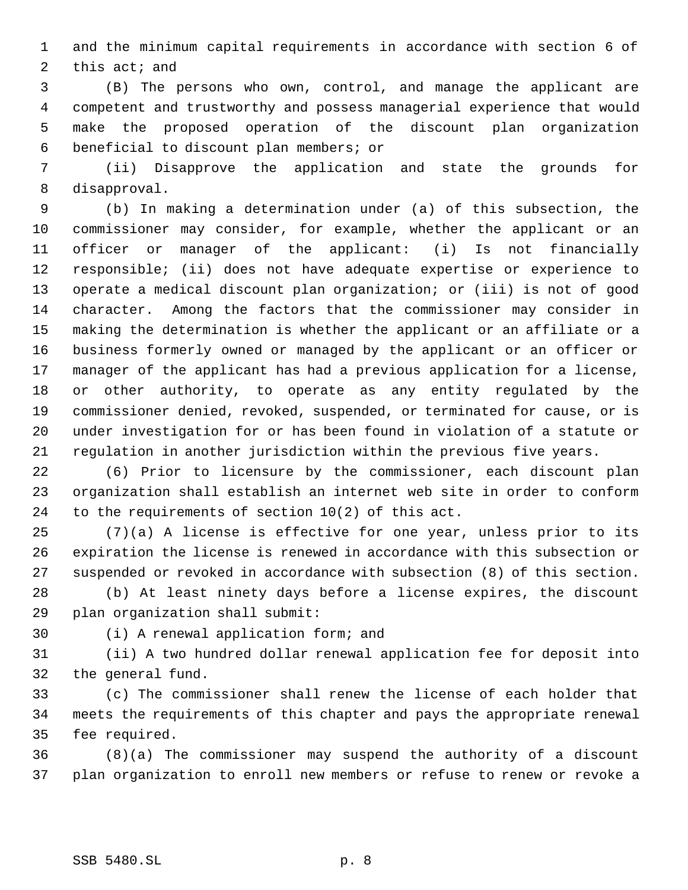and the minimum capital requirements in accordance with section 6 of this act; and

(B) The persons who own, control, and manage the applicant are competent and trustworthy and possess managerial experience that would make the proposed operation of the discount plan organization beneficial to discount plan members; or

(ii) Disapprove the application and state the grounds for disapproval.

(b) In making a determination under (a) of this subsection, the commissioner may consider, for example, whether the applicant or an officer or manager of the applicant: (i) Is not financially responsible; (ii) does not have adequate expertise or experience to operate a medical discount plan organization; or (iii) is not of good character. Among the factors that the commissioner may consider in making the determination is whether the applicant or an affiliate or a business formerly owned or managed by the applicant or an officer or manager of the applicant has had a previous application for a license, or other authority, to operate as any entity regulated by the commissioner denied, revoked, suspended, or terminated for cause, or is under investigation for or has been found in violation of a statute or regulation in another jurisdiction within the previous five years.

(6) Prior to licensure by the commissioner, each discount plan organization shall establish an internet web site in order to conform to the requirements of section 10(2) of this act.

(7)(a) A license is effective for one year, unless prior to its expiration the license is renewed in accordance with this subsection or suspended or revoked in accordance with subsection (8) of this section.

(b) At least ninety days before a license expires, the discount plan organization shall submit:

(i) A renewal application form; and

(ii) A two hundred dollar renewal application fee for deposit into the general fund.

(c) The commissioner shall renew the license of each holder that meets the requirements of this chapter and pays the appropriate renewal fee required.

(8)(a) The commissioner may suspend the authority of a discount plan organization to enroll new members or refuse to renew or revoke a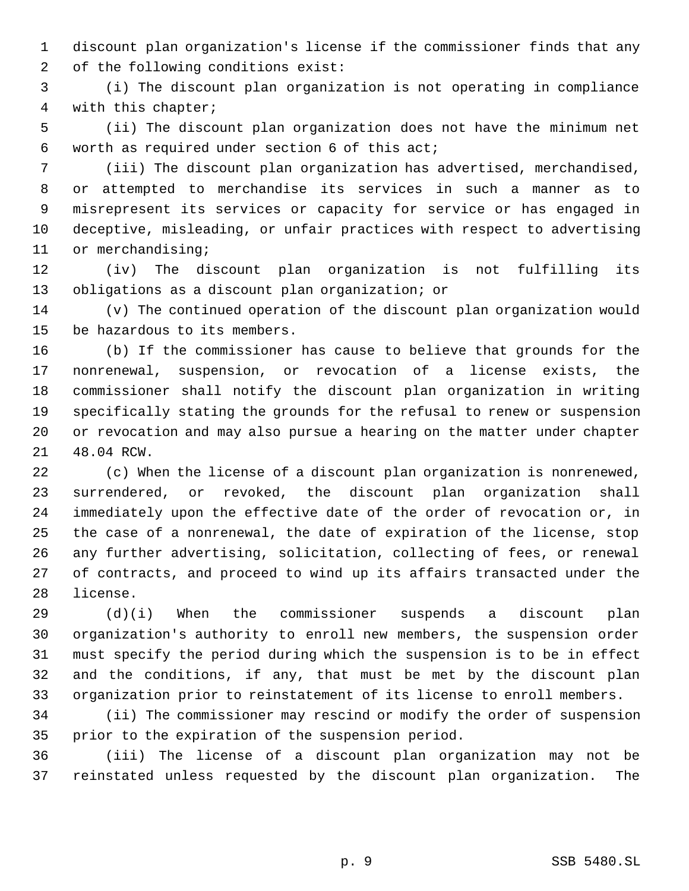discount plan organization's license if the commissioner finds that any of the following conditions exist:

(i) The discount plan organization is not operating in compliance with this chapter;

(ii) The discount plan organization does not have the minimum net worth as required under section 6 of this act;

(iii) The discount plan organization has advertised, merchandised, or attempted to merchandise its services in such a manner as to misrepresent its services or capacity for service or has engaged in deceptive, misleading, or unfair practices with respect to advertising or merchandising;

(iv) The discount plan organization is not fulfilling its obligations as a discount plan organization; or

(v) The continued operation of the discount plan organization would be hazardous to its members.

(b) If the commissioner has cause to believe that grounds for the nonrenewal, suspension, or revocation of a license exists, the commissioner shall notify the discount plan organization in writing specifically stating the grounds for the refusal to renew or suspension or revocation and may also pursue a hearing on the matter under chapter 48.04 RCW.

(c) When the license of a discount plan organization is nonrenewed, surrendered, or revoked, the discount plan organization shall immediately upon the effective date of the order of revocation or, in the case of a nonrenewal, the date of expiration of the license, stop any further advertising, solicitation, collecting of fees, or renewal of contracts, and proceed to wind up its affairs transacted under the license.

(d)(i) When the commissioner suspends a discount plan organization's authority to enroll new members, the suspension order must specify the period during which the suspension is to be in effect and the conditions, if any, that must be met by the discount plan organization prior to reinstatement of its license to enroll members.

(ii) The commissioner may rescind or modify the order of suspension prior to the expiration of the suspension period.

(iii) The license of a discount plan organization may not be reinstated unless requested by the discount plan organization. The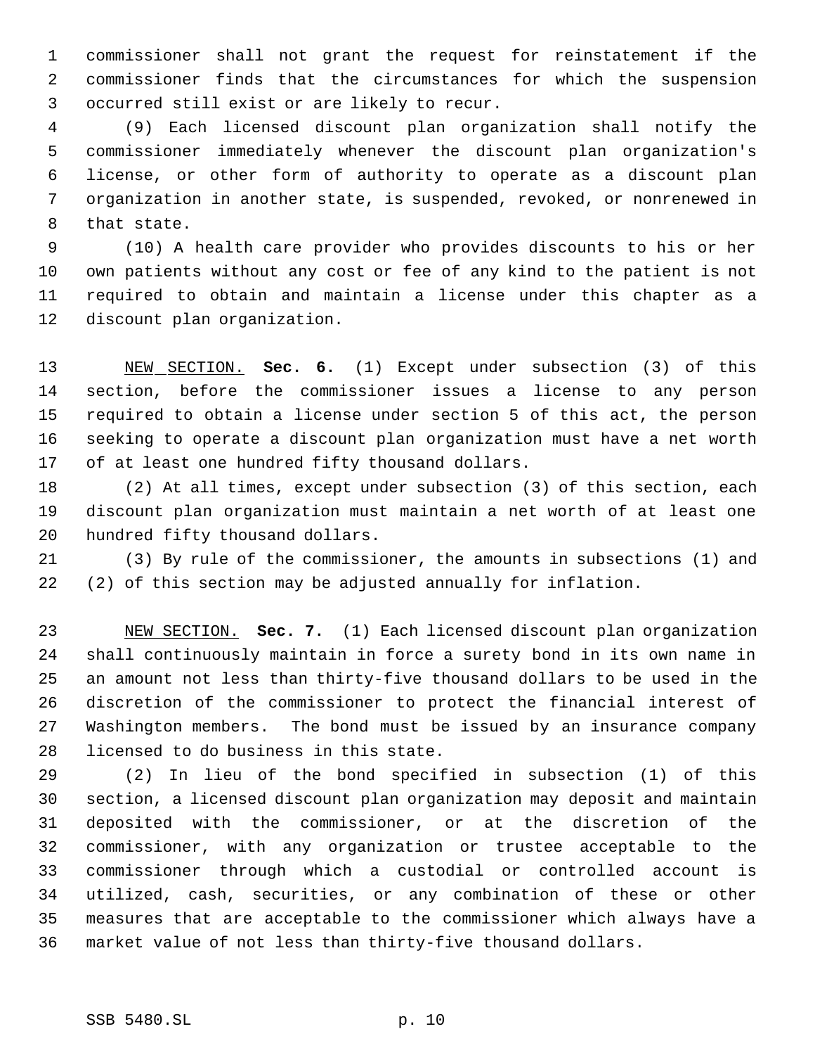commissioner shall not grant the request for reinstatement if the commissioner finds that the circumstances for which the suspension occurred still exist or are likely to recur.

(9) Each licensed discount plan organization shall notify the commissioner immediately whenever the discount plan organization's license, or other form of authority to operate as a discount plan organization in another state, is suspended, revoked, or nonrenewed in that state.

(10) A health care provider who provides discounts to his or her own patients without any cost or fee of any kind to the patient is not required to obtain and maintain a license under this chapter as a discount plan organization.

NEW SECTION. **Sec. 6.** (1) Except under subsection (3) of this section, before the commissioner issues a license to any person required to obtain a license under section 5 of this act, the person seeking to operate a discount plan organization must have a net worth of at least one hundred fifty thousand dollars.

(2) At all times, except under subsection (3) of this section, each discount plan organization must maintain a net worth of at least one hundred fifty thousand dollars.

(3) By rule of the commissioner, the amounts in subsections (1) and (2) of this section may be adjusted annually for inflation.

NEW SECTION. **Sec. 7.** (1) Each licensed discount plan organization shall continuously maintain in force a surety bond in its own name in an amount not less than thirty-five thousand dollars to be used in the discretion of the commissioner to protect the financial interest of Washington members. The bond must be issued by an insurance company licensed to do business in this state.

(2) In lieu of the bond specified in subsection (1) of this section, a licensed discount plan organization may deposit and maintain deposited with the commissioner, or at the discretion of the commissioner, with any organization or trustee acceptable to the commissioner through which a custodial or controlled account is utilized, cash, securities, or any combination of these or other measures that are acceptable to the commissioner which always have a market value of not less than thirty-five thousand dollars.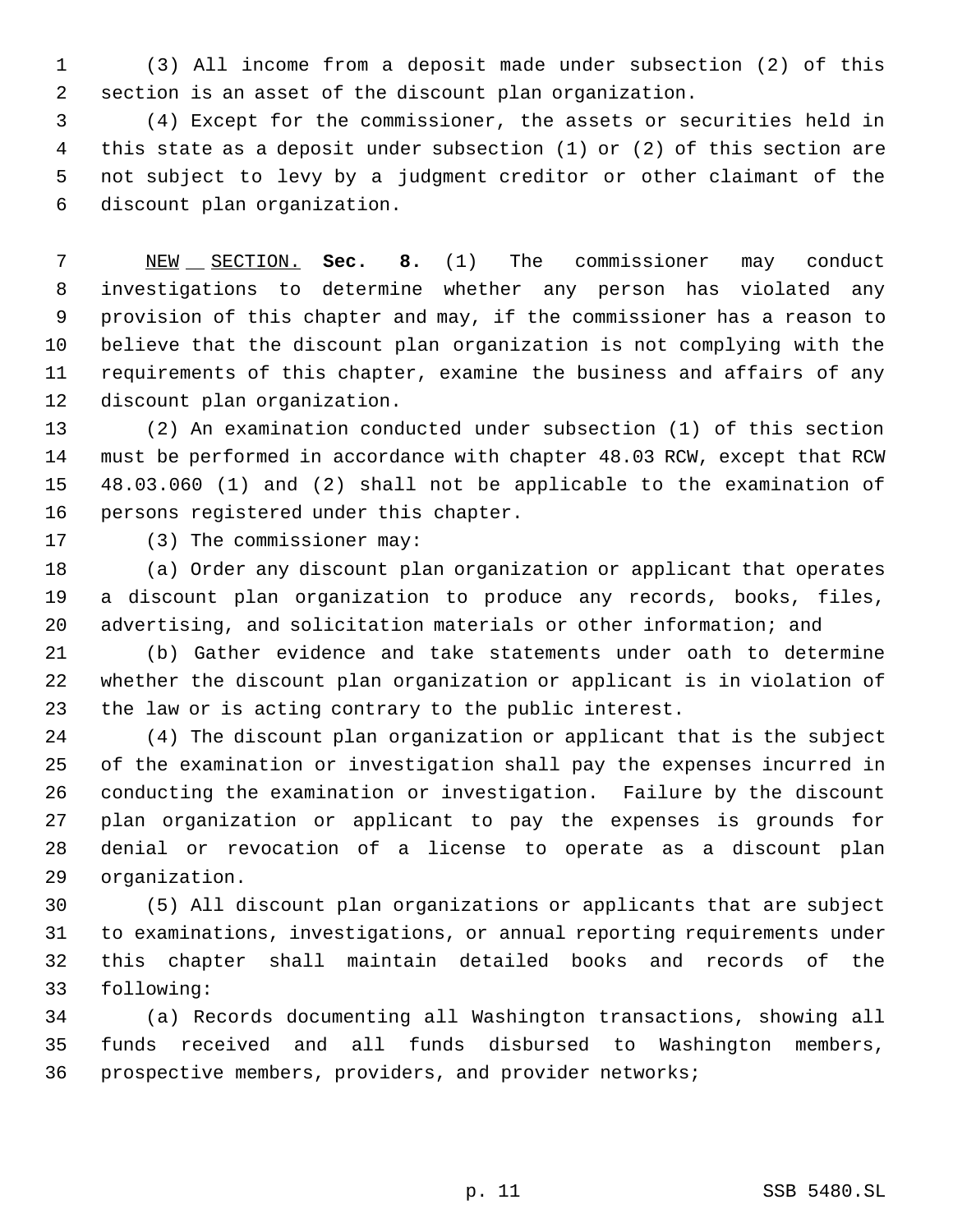(3) All income from a deposit made under subsection (2) of this section is an asset of the discount plan organization.

(4) Except for the commissioner, the assets or securities held in this state as a deposit under subsection (1) or (2) of this section are not subject to levy by a judgment creditor or other claimant of the discount plan organization.

NEW SECTION. **Sec. 8.** (1) The commissioner may conduct investigations to determine whether any person has violated any provision of this chapter and may, if the commissioner has a reason to believe that the discount plan organization is not complying with the requirements of this chapter, examine the business and affairs of any discount plan organization.

(2) An examination conducted under subsection (1) of this section must be performed in accordance with chapter 48.03 RCW, except that RCW 48.03.060 (1) and (2) shall not be applicable to the examination of persons registered under this chapter.

(3) The commissioner may:

(a) Order any discount plan organization or applicant that operates a discount plan organization to produce any records, books, files, advertising, and solicitation materials or other information; and

(b) Gather evidence and take statements under oath to determine whether the discount plan organization or applicant is in violation of the law or is acting contrary to the public interest.

(4) The discount plan organization or applicant that is the subject of the examination or investigation shall pay the expenses incurred in conducting the examination or investigation. Failure by the discount plan organization or applicant to pay the expenses is grounds for denial or revocation of a license to operate as a discount plan organization.

(5) All discount plan organizations or applicants that are subject to examinations, investigations, or annual reporting requirements under this chapter shall maintain detailed books and records of the following:

(a) Records documenting all Washington transactions, showing all funds received and all funds disbursed to Washington members, prospective members, providers, and provider networks;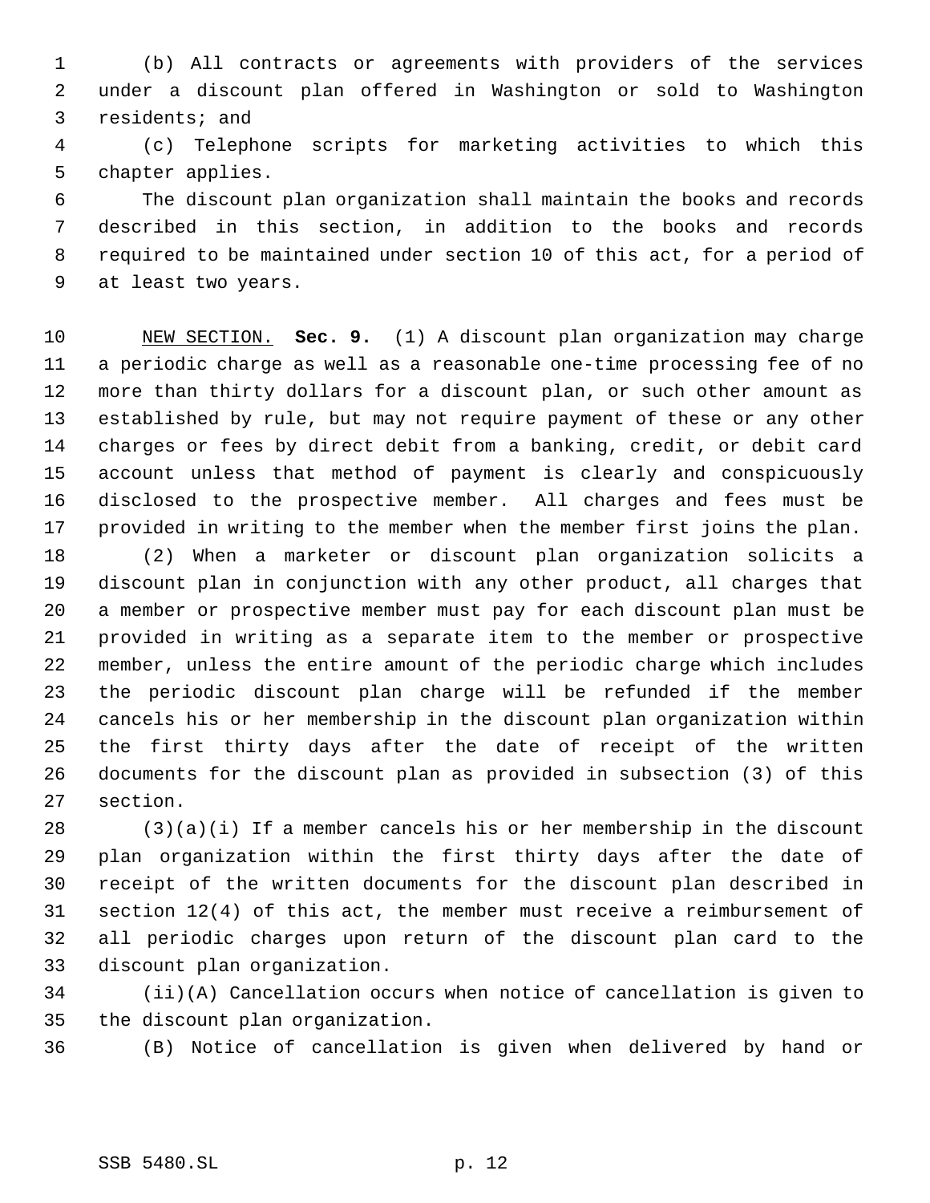(b) All contracts or agreements with providers of the services under a discount plan offered in Washington or sold to Washington residents; and

(c) Telephone scripts for marketing activities to which this chapter applies.

The discount plan organization shall maintain the books and records described in this section, in addition to the books and records required to be maintained under section 10 of this act, for a period of at least two years.

NEW SECTION. **Sec. 9.** (1) A discount plan organization may charge a periodic charge as well as a reasonable one-time processing fee of no more than thirty dollars for a discount plan, or such other amount as established by rule, but may not require payment of these or any other charges or fees by direct debit from a banking, credit, or debit card account unless that method of payment is clearly and conspicuously disclosed to the prospective member. All charges and fees must be provided in writing to the member when the member first joins the plan.

(2) When a marketer or discount plan organization solicits a discount plan in conjunction with any other product, all charges that a member or prospective member must pay for each discount plan must be provided in writing as a separate item to the member or prospective member, unless the entire amount of the periodic charge which includes the periodic discount plan charge will be refunded if the member cancels his or her membership in the discount plan organization within the first thirty days after the date of receipt of the written documents for the discount plan as provided in subsection (3) of this section.

(3)(a)(i) If a member cancels his or her membership in the discount plan organization within the first thirty days after the date of receipt of the written documents for the discount plan described in section 12(4) of this act, the member must receive a reimbursement of all periodic charges upon return of the discount plan card to the discount plan organization.

(ii)(A) Cancellation occurs when notice of cancellation is given to the discount plan organization.

(B) Notice of cancellation is given when delivered by hand or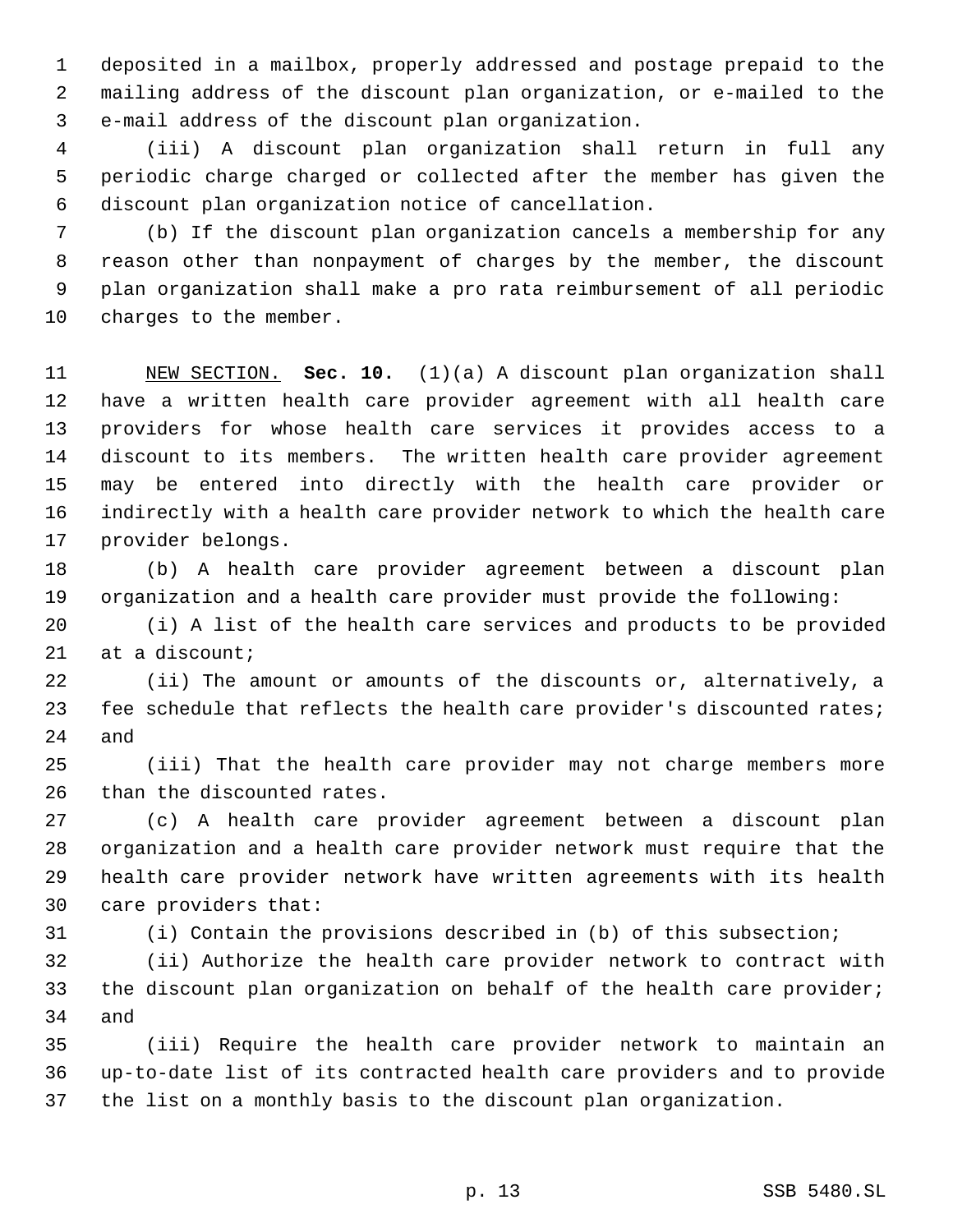deposited in a mailbox, properly addressed and postage prepaid to the mailing address of the discount plan organization, or e-mailed to the e-mail address of the discount plan organization.

(iii) A discount plan organization shall return in full any periodic charge charged or collected after the member has given the discount plan organization notice of cancellation.

(b) If the discount plan organization cancels a membership for any reason other than nonpayment of charges by the member, the discount plan organization shall make a pro rata reimbursement of all periodic charges to the member.

NEW SECTION. **Sec. 10.** (1)(a) A discount plan organization shall have a written health care provider agreement with all health care providers for whose health care services it provides access to a discount to its members. The written health care provider agreement may be entered into directly with the health care provider or indirectly with a health care provider network to which the health care provider belongs.

(b) A health care provider agreement between a discount plan organization and a health care provider must provide the following:

(i) A list of the health care services and products to be provided at a discount;

(ii) The amount or amounts of the discounts or, alternatively, a fee schedule that reflects the health care provider's discounted rates; and

(iii) That the health care provider may not charge members more than the discounted rates.

(c) A health care provider agreement between a discount plan organization and a health care provider network must require that the health care provider network have written agreements with its health care providers that:

(i) Contain the provisions described in (b) of this subsection;

(ii) Authorize the health care provider network to contract with the discount plan organization on behalf of the health care provider; and

(iii) Require the health care provider network to maintain an up-to-date list of its contracted health care providers and to provide the list on a monthly basis to the discount plan organization.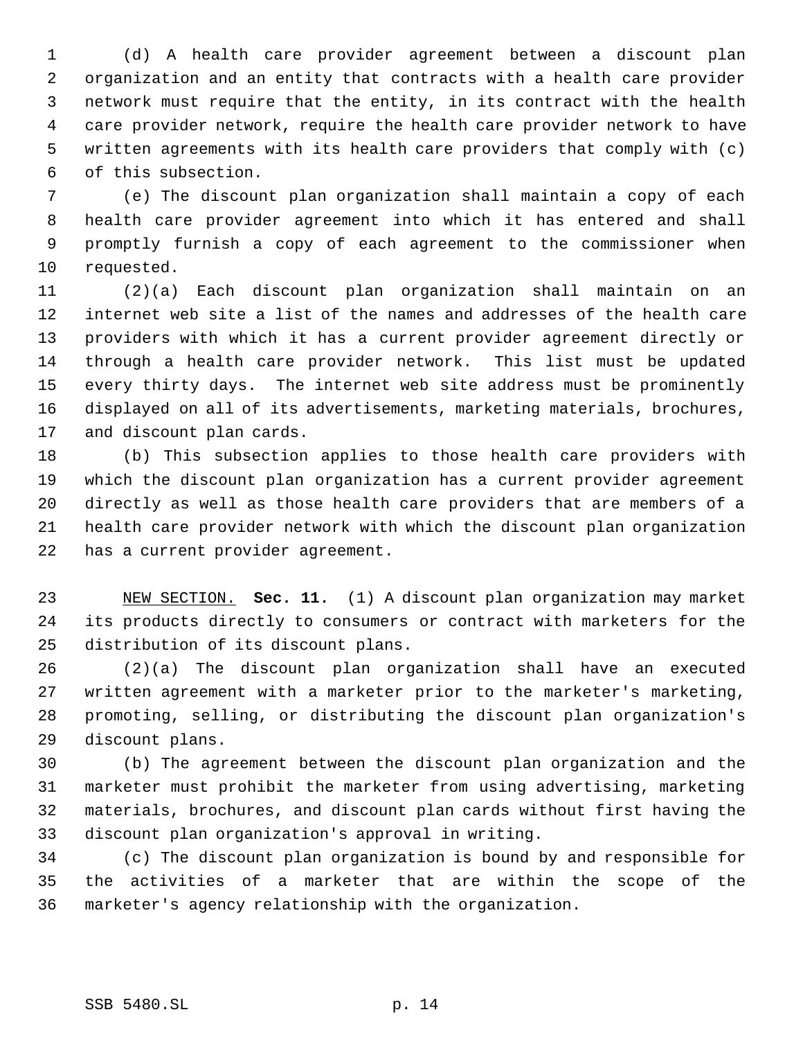(d) A health care provider agreement between a discount plan organization and an entity that contracts with a health care provider network must require that the entity, in its contract with the health care provider network, require the health care provider network to have written agreements with its health care providers that comply with (c) of this subsection.

(e) The discount plan organization shall maintain a copy of each health care provider agreement into which it has entered and shall promptly furnish a copy of each agreement to the commissioner when requested.

(2)(a) Each discount plan organization shall maintain on an internet web site a list of the names and addresses of the health care providers with which it has a current provider agreement directly or through a health care provider network. This list must be updated every thirty days. The internet web site address must be prominently displayed on all of its advertisements, marketing materials, brochures, and discount plan cards.

(b) This subsection applies to those health care providers with which the discount plan organization has a current provider agreement directly as well as those health care providers that are members of a health care provider network with which the discount plan organization has a current provider agreement.

NEW SECTION. **Sec. 11.** (1) A discount plan organization may market its products directly to consumers or contract with marketers for the distribution of its discount plans.

(2)(a) The discount plan organization shall have an executed written agreement with a marketer prior to the marketer's marketing, promoting, selling, or distributing the discount plan organization's discount plans.

(b) The agreement between the discount plan organization and the marketer must prohibit the marketer from using advertising, marketing materials, brochures, and discount plan cards without first having the discount plan organization's approval in writing.

(c) The discount plan organization is bound by and responsible for the activities of a marketer that are within the scope of the marketer's agency relationship with the organization.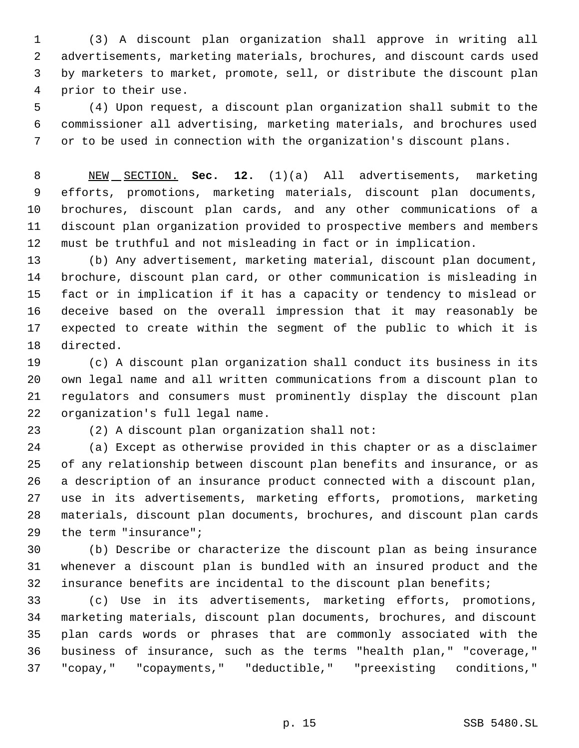(3) A discount plan organization shall approve in writing all advertisements, marketing materials, brochures, and discount cards used by marketers to market, promote, sell, or distribute the discount plan prior to their use.

(4) Upon request, a discount plan organization shall submit to the commissioner all advertising, marketing materials, and brochures used or to be used in connection with the organization's discount plans.

NEW SECTION. **Sec. 12.** (1)(a) All advertisements, marketing efforts, promotions, marketing materials, discount plan documents, brochures, discount plan cards, and any other communications of a discount plan organization provided to prospective members and members must be truthful and not misleading in fact or in implication.

(b) Any advertisement, marketing material, discount plan document, brochure, discount plan card, or other communication is misleading in fact or in implication if it has a capacity or tendency to mislead or deceive based on the overall impression that it may reasonably be expected to create within the segment of the public to which it is directed.

(c) A discount plan organization shall conduct its business in its own legal name and all written communications from a discount plan to regulators and consumers must prominently display the discount plan organization's full legal name.

(2) A discount plan organization shall not:

(a) Except as otherwise provided in this chapter or as a disclaimer of any relationship between discount plan benefits and insurance, or as a description of an insurance product connected with a discount plan, use in its advertisements, marketing efforts, promotions, marketing materials, discount plan documents, brochures, and discount plan cards the term "insurance";

(b) Describe or characterize the discount plan as being insurance whenever a discount plan is bundled with an insured product and the insurance benefits are incidental to the discount plan benefits;

(c) Use in its advertisements, marketing efforts, promotions, marketing materials, discount plan documents, brochures, and discount plan cards words or phrases that are commonly associated with the business of insurance, such as the terms "health plan," "coverage," "copay," "copayments," "deductible," "preexisting conditions,"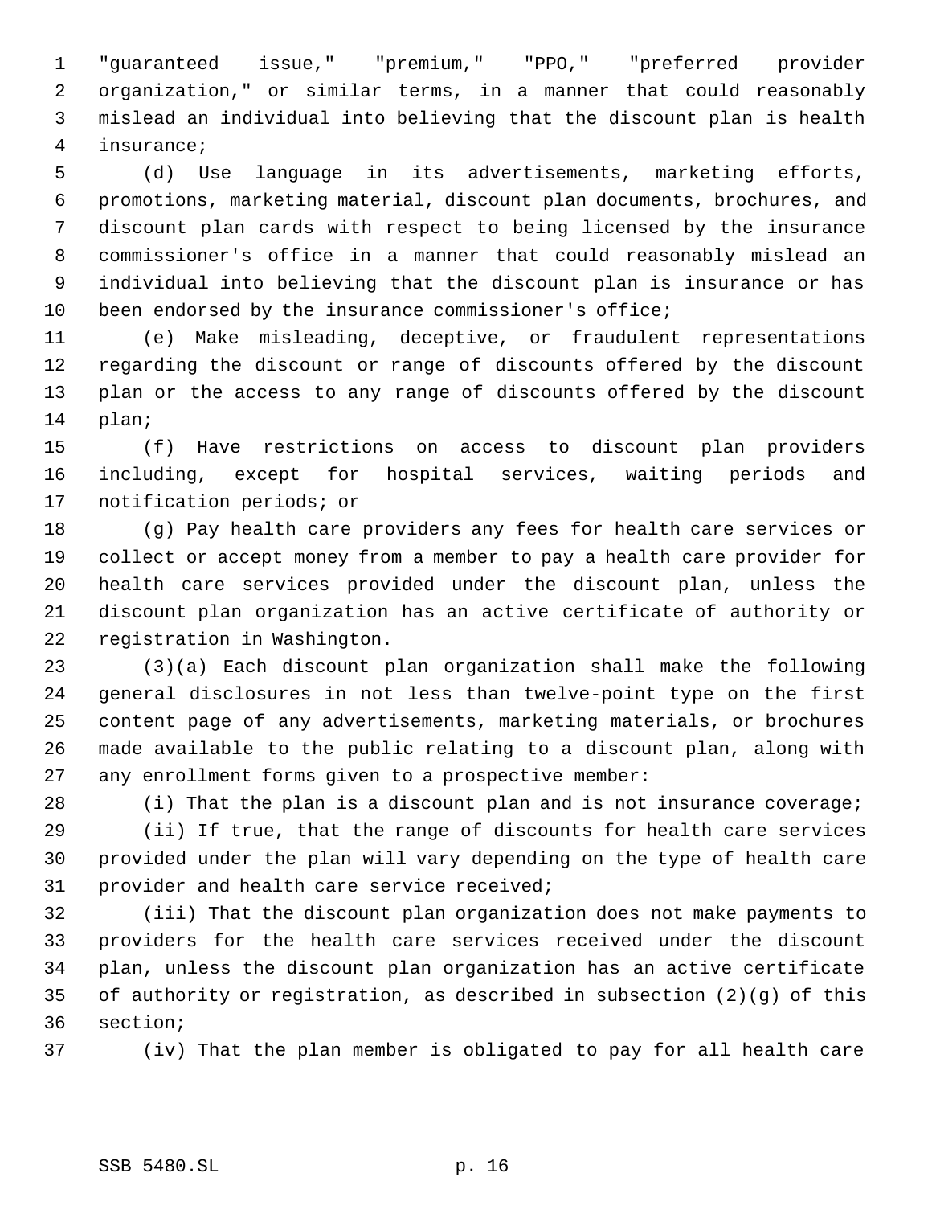"guaranteed issue," "premium," "PPO," "preferred provider organization," or similar terms, in a manner that could reasonably mislead an individual into believing that the discount plan is health insurance;

(d) Use language in its advertisements, marketing efforts, promotions, marketing material, discount plan documents, brochures, and discount plan cards with respect to being licensed by the insurance commissioner's office in a manner that could reasonably mislead an individual into believing that the discount plan is insurance or has been endorsed by the insurance commissioner's office;

(e) Make misleading, deceptive, or fraudulent representations regarding the discount or range of discounts offered by the discount plan or the access to any range of discounts offered by the discount plan;

(f) Have restrictions on access to discount plan providers including, except for hospital services, waiting periods and notification periods; or

(g) Pay health care providers any fees for health care services or collect or accept money from a member to pay a health care provider for health care services provided under the discount plan, unless the discount plan organization has an active certificate of authority or registration in Washington.

(3)(a) Each discount plan organization shall make the following general disclosures in not less than twelve-point type on the first content page of any advertisements, marketing materials, or brochures made available to the public relating to a discount plan, along with any enrollment forms given to a prospective member:

(i) That the plan is a discount plan and is not insurance coverage;

(ii) If true, that the range of discounts for health care services provided under the plan will vary depending on the type of health care provider and health care service received;

(iii) That the discount plan organization does not make payments to providers for the health care services received under the discount plan, unless the discount plan organization has an active certificate of authority or registration, as described in subsection (2)(g) of this section;

(iv) That the plan member is obligated to pay for all health care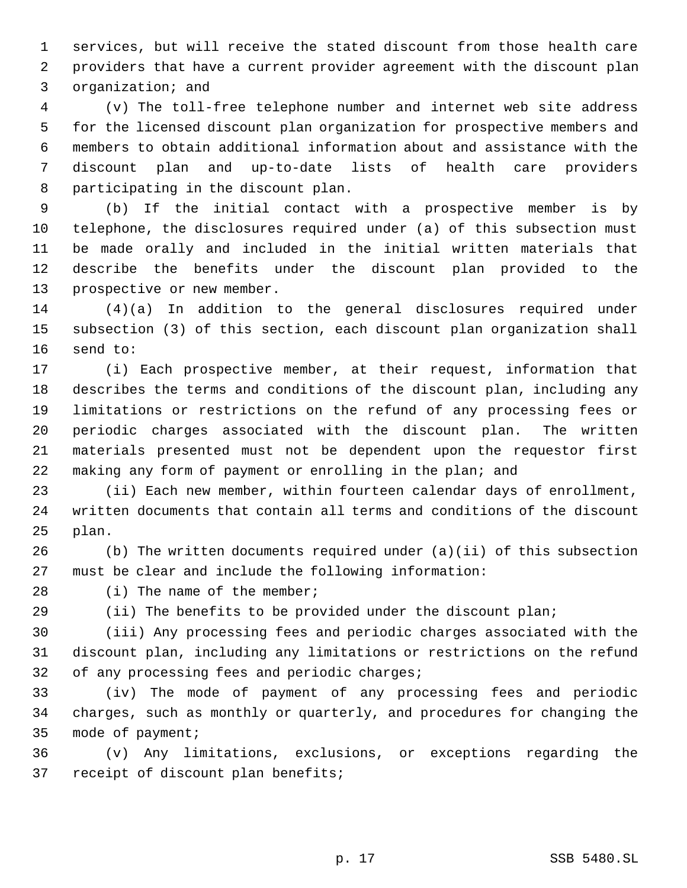services, but will receive the stated discount from those health care providers that have a current provider agreement with the discount plan organization; and

(v) The toll-free telephone number and internet web site address for the licensed discount plan organization for prospective members and members to obtain additional information about and assistance with the discount plan and up-to-date lists of health care providers participating in the discount plan.

(b) If the initial contact with a prospective member is by telephone, the disclosures required under (a) of this subsection must be made orally and included in the initial written materials that describe the benefits under the discount plan provided to the prospective or new member.

(4)(a) In addition to the general disclosures required under subsection (3) of this section, each discount plan organization shall send to:

(i) Each prospective member, at their request, information that describes the terms and conditions of the discount plan, including any limitations or restrictions on the refund of any processing fees or periodic charges associated with the discount plan. The written materials presented must not be dependent upon the requestor first making any form of payment or enrolling in the plan; and

(ii) Each new member, within fourteen calendar days of enrollment, written documents that contain all terms and conditions of the discount plan.

(b) The written documents required under (a)(ii) of this subsection must be clear and include the following information:

(i) The name of the member;

(ii) The benefits to be provided under the discount plan;

(iii) Any processing fees and periodic charges associated with the discount plan, including any limitations or restrictions on the refund of any processing fees and periodic charges;

(iv) The mode of payment of any processing fees and periodic charges, such as monthly or quarterly, and procedures for changing the mode of payment;

(v) Any limitations, exclusions, or exceptions regarding the receipt of discount plan benefits;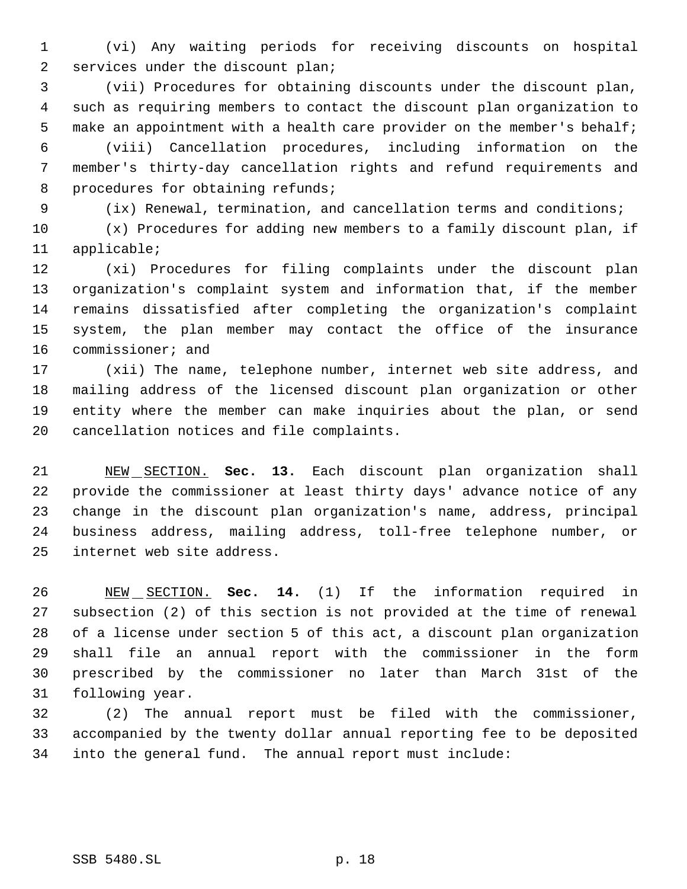(vi) Any waiting periods for receiving discounts on hospital services under the discount plan;

(vii) Procedures for obtaining discounts under the discount plan, such as requiring members to contact the discount plan organization to make an appointment with a health care provider on the member's behalf;

(viii) Cancellation procedures, including information on the member's thirty-day cancellation rights and refund requirements and procedures for obtaining refunds;

(ix) Renewal, termination, and cancellation terms and conditions;

(x) Procedures for adding new members to a family discount plan, if applicable;

(xi) Procedures for filing complaints under the discount plan organization's complaint system and information that, if the member remains dissatisfied after completing the organization's complaint system, the plan member may contact the office of the insurance commissioner; and

(xii) The name, telephone number, internet web site address, and mailing address of the licensed discount plan organization or other entity where the member can make inquiries about the plan, or send cancellation notices and file complaints.

NEW SECTION. **Sec. 13.** Each discount plan organization shall provide the commissioner at least thirty days' advance notice of any change in the discount plan organization's name, address, principal business address, mailing address, toll-free telephone number, or internet web site address.

NEW SECTION. **Sec. 14.** (1) If the information required in subsection (2) of this section is not provided at the time of renewal of a license under section 5 of this act, a discount plan organization shall file an annual report with the commissioner in the form prescribed by the commissioner no later than March 31st of the following year.

(2) The annual report must be filed with the commissioner, accompanied by the twenty dollar annual reporting fee to be deposited into the general fund. The annual report must include: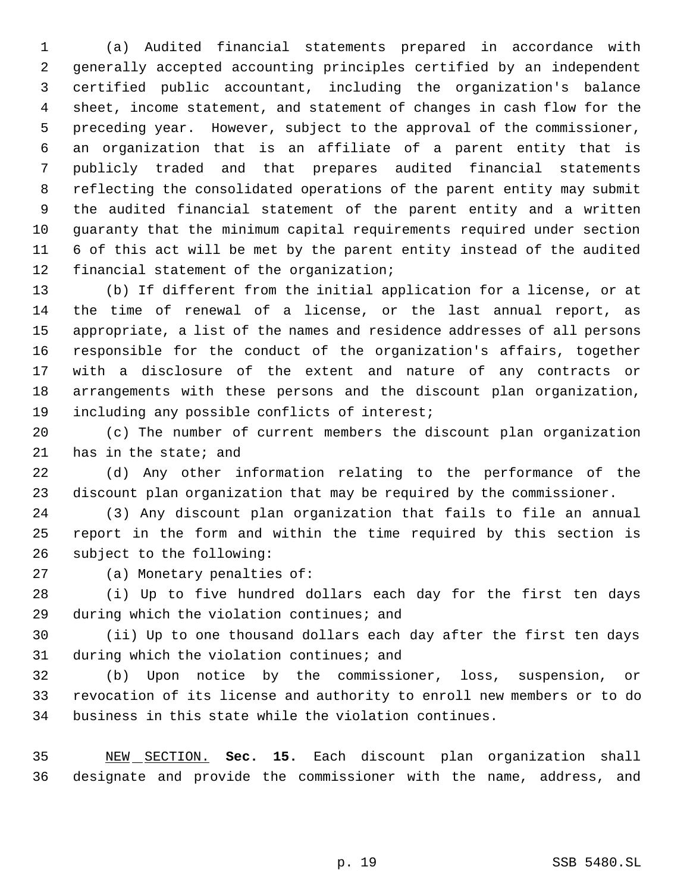(a) Audited financial statements prepared in accordance with generally accepted accounting principles certified by an independent certified public accountant, including the organization's balance sheet, income statement, and statement of changes in cash flow for the preceding year. However, subject to the approval of the commissioner, an organization that is an affiliate of a parent entity that is publicly traded and that prepares audited financial statements reflecting the consolidated operations of the parent entity may submit the audited financial statement of the parent entity and a written guaranty that the minimum capital requirements required under section 6 of this act will be met by the parent entity instead of the audited financial statement of the organization;

(b) If different from the initial application for a license, or at the time of renewal of a license, or the last annual report, as appropriate, a list of the names and residence addresses of all persons responsible for the conduct of the organization's affairs, together with a disclosure of the extent and nature of any contracts or arrangements with these persons and the discount plan organization, including any possible conflicts of interest;

(c) The number of current members the discount plan organization has in the state; and

(d) Any other information relating to the performance of the discount plan organization that may be required by the commissioner.

(3) Any discount plan organization that fails to file an annual report in the form and within the time required by this section is subject to the following:

(a) Monetary penalties of:

(i) Up to five hundred dollars each day for the first ten days during which the violation continues; and

(ii) Up to one thousand dollars each day after the first ten days during which the violation continues; and

(b) Upon notice by the commissioner, loss, suspension, or revocation of its license and authority to enroll new members or to do business in this state while the violation continues.

NEW SECTION. **Sec. 15.** Each discount plan organization shall designate and provide the commissioner with the name, address, and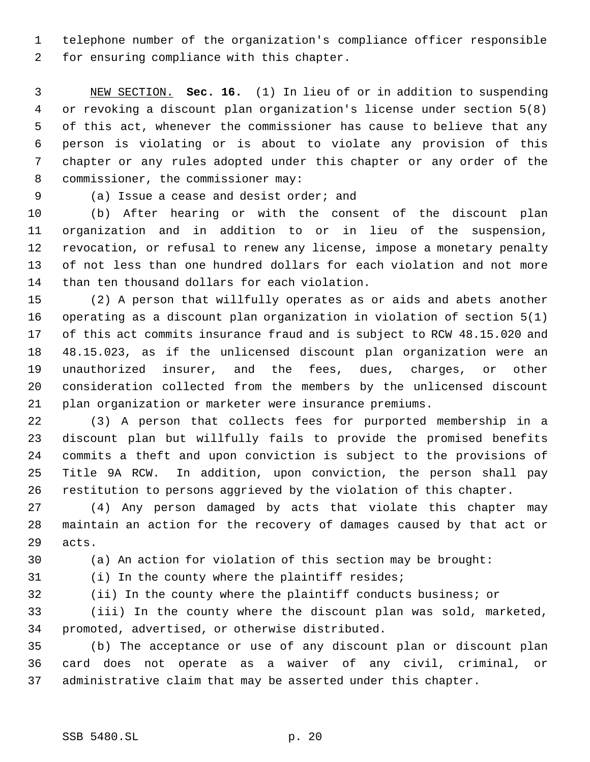telephone number of the organization's compliance officer responsible for ensuring compliance with this chapter.

NEW SECTION. **Sec. 16.** (1) In lieu of or in addition to suspending or revoking a discount plan organization's license under section 5(8) of this act, whenever the commissioner has cause to believe that any person is violating or is about to violate any provision of this chapter or any rules adopted under this chapter or any order of the commissioner, the commissioner may:

(a) Issue a cease and desist order; and

(b) After hearing or with the consent of the discount plan organization and in addition to or in lieu of the suspension, revocation, or refusal to renew any license, impose a monetary penalty of not less than one hundred dollars for each violation and not more than ten thousand dollars for each violation.

(2) A person that willfully operates as or aids and abets another operating as a discount plan organization in violation of section 5(1) of this act commits insurance fraud and is subject to RCW 48.15.020 and 48.15.023, as if the unlicensed discount plan organization were an unauthorized insurer, and the fees, dues, charges, or other consideration collected from the members by the unlicensed discount plan organization or marketer were insurance premiums.

(3) A person that collects fees for purported membership in a discount plan but willfully fails to provide the promised benefits commits a theft and upon conviction is subject to the provisions of Title 9A RCW. In addition, upon conviction, the person shall pay restitution to persons aggrieved by the violation of this chapter.

(4) Any person damaged by acts that violate this chapter may maintain an action for the recovery of damages caused by that act or acts.

(a) An action for violation of this section may be brought:

(i) In the county where the plaintiff resides;

(ii) In the county where the plaintiff conducts business; or

(iii) In the county where the discount plan was sold, marketed, promoted, advertised, or otherwise distributed.

(b) The acceptance or use of any discount plan or discount plan card does not operate as a waiver of any civil, criminal, or administrative claim that may be asserted under this chapter.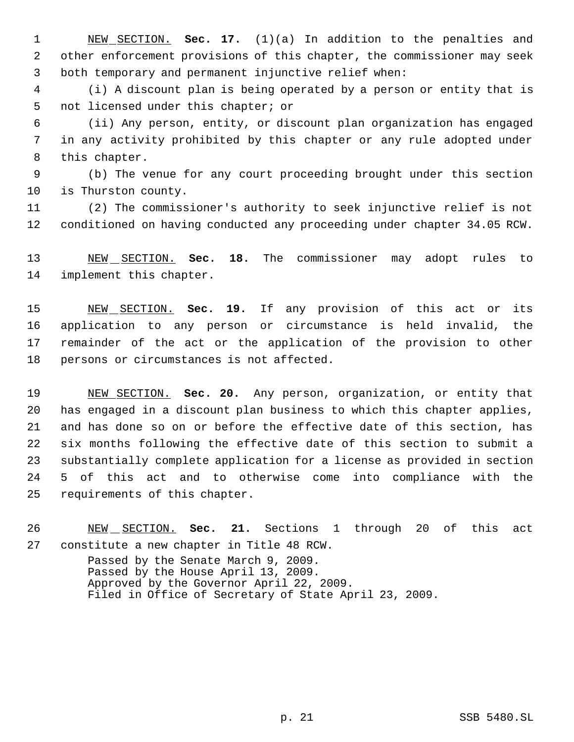NEW SECTION. **Sec. 17.** (1)(a) In addition to the penalties and other enforcement provisions of this chapter, the commissioner may seek both temporary and permanent injunctive relief when:

(i) A discount plan is being operated by a person or entity that is not licensed under this chapter; or

(ii) Any person, entity, or discount plan organization has engaged in any activity prohibited by this chapter or any rule adopted under this chapter.

(b) The venue for any court proceeding brought under this section is Thurston county.

(2) The commissioner's authority to seek injunctive relief is not conditioned on having conducted any proceeding under chapter 34.05 RCW.

NEW SECTION. **Sec. 18.** The commissioner may adopt rules to implement this chapter.

NEW SECTION. **Sec. 19.** If any provision of this act or its application to any person or circumstance is held invalid, the remainder of the act or the application of the provision to other persons or circumstances is not affected.

NEW SECTION. **Sec. 20.** Any person, organization, or entity that has engaged in a discount plan business to which this chapter applies, and has done so on or before the effective date of this section, has six months following the effective date of this section to submit a substantially complete application for a license as provided in section 5 of this act and to otherwise come into compliance with the requirements of this chapter.

NEW SECTION. **Sec. 21.** Sections 1 through 20 of this act constitute a new chapter in Title 48 RCW.

Passed by the Senate March 9, 2009.
Passed by the House April 13, 2009.
Approved by the Governor April 22, 2009.
Filed in Office of Secretary of State April 23, 2009.